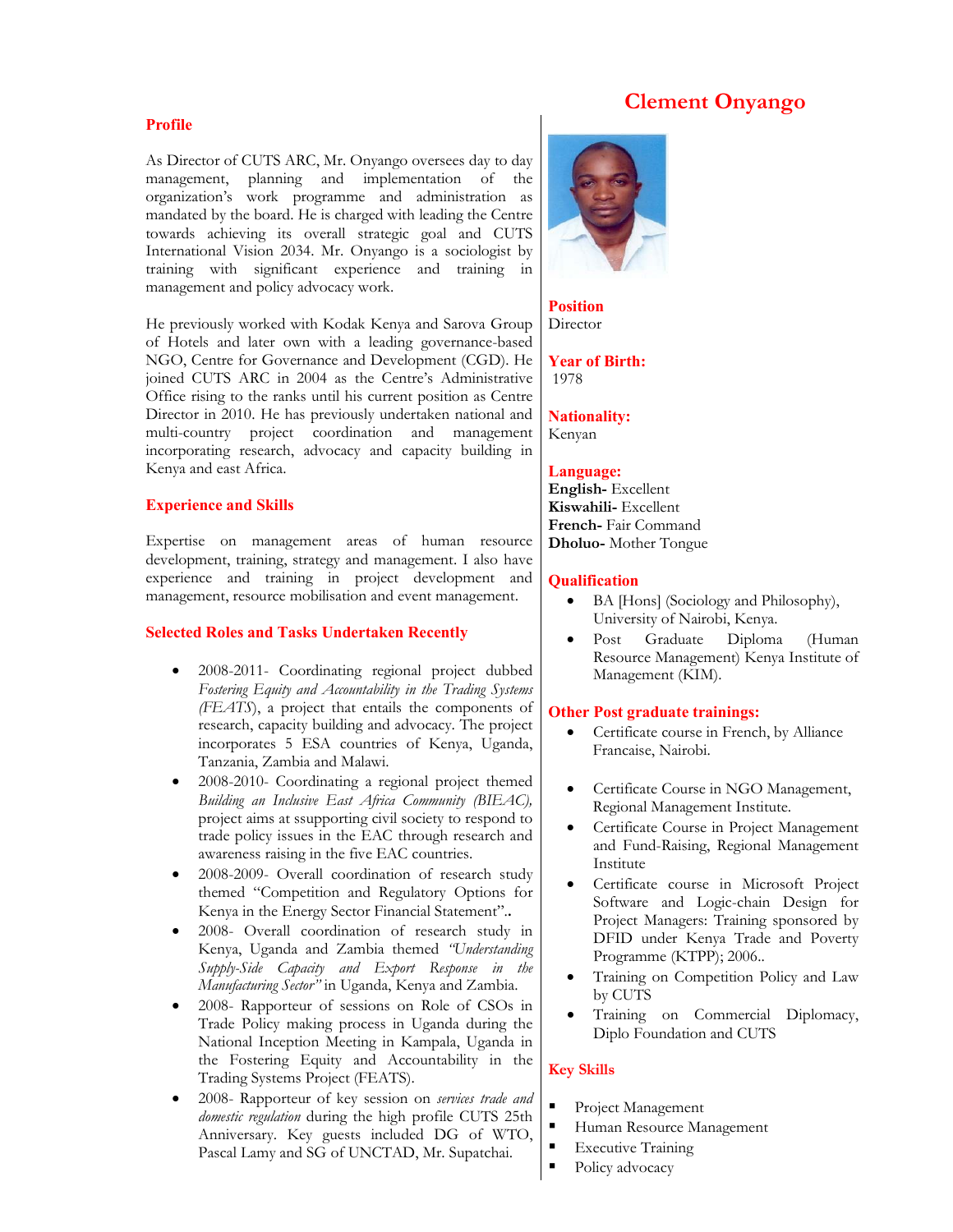# Clement Onyango

## Profile

As Director of CUTS ARC, Mr. Onyango oversees day to day management, planning and implementation of the organization's work programme and administration as mandated by the board. He is charged with leading the Centre towards achieving its overall strategic goal and CUTS International Vision 2034. Mr. Onyango is a sociologist by training with significant experience and training in management and policy advocacy work.

He previously worked with Kodak Kenya and Sarova Group of Hotels and later own with a leading governance-based NGO, Centre for Governance and Development (CGD). He joined CUTS ARC in 2004 as the Centre's Administrative Office rising to the ranks until his current position as Centre Director in 2010. He has previously undertaken national and multi-country project coordination and management incorporating research, advocacy and capacity building in Kenya and east Africa.

## Experience and Skills

Expertise on management areas of human resource development, training, strategy and management. I also have experience and training in project development and management, resource mobilisation and event management.

## Selected Roles and Tasks Undertaken Recently

- 2008-2011- Coordinating regional project dubbed *Fostering Equity and Accountability in the Trading Systems (FEATS*), a project that entails the components of research, capacity building and advocacy. The project incorporates 5 ESA countries of Kenya, Uganda, Tanzania, Zambia and Malawi.
- 2008-2010- Coordinating a regional project themed *Building an Inclusive East Africa Community (BIEAC),* project aims at ssupporting civil society to respond to trade policy issues in the EAC through research and awareness raising in the five EAC countries.
- 2008-2009- Overall coordination of research study themed "Competition and Regulatory Options for Kenya in the Energy Sector Financial Statement"..
- 2008- Overall coordination of research study in Kenya, Uganda and Zambia themed *"Understanding Supply-Side Capacity and Export Response in the Manufacturing Sector"* in Uganda, Kenya and Zambia.
- 2008- Rapporteur of sessions on Role of CSOs in Trade Policy making process in Uganda during the National Inception Meeting in Kampala, Uganda in the Fostering Equity and Accountability in the Trading Systems Project (FEATS).
- 2008- Rapporteur of key session on *services trade and domestic regulation* during the high profile CUTS 25th Anniversary. Key guests included DG of WTO, Pascal Lamy and SG of UNCTAD, Mr. Supatchai.

## Position

Director

## Year of Birth:

1978

## Nationality:

Kenyan

## Language:

**English-** Excellent
**Kiswahili-** Excellent
**French-** Fair Command
**Dholuo-** Mother Tongue

## Qualification

- BA [Hons] (Sociology and Philosophy), University of Nairobi, Kenya.
- Post Graduate Diploma (Human Resource Management) Kenya Institute of Management (KIM).

## Other Post graduate trainings:

- Certificate course in French, by Alliance Francaise, Nairobi.
- Certificate Course in NGO Management, Regional Management Institute.
- Certificate Course in Project Management and Fund-Raising, Regional Management Institute
- Certificate course in Microsoft Project Software and Logic-chain Design for Project Managers: Training sponsored by DFID under Kenya Trade and Poverty Programme (KTPP); 2006..
- Training on Competition Policy and Law by CUTS
- Training on Commercial Diplomacy, Diplo Foundation and CUTS

## Key Skills

- Project Management
- Human Resource Management
- Executive Training
- Policy advocacy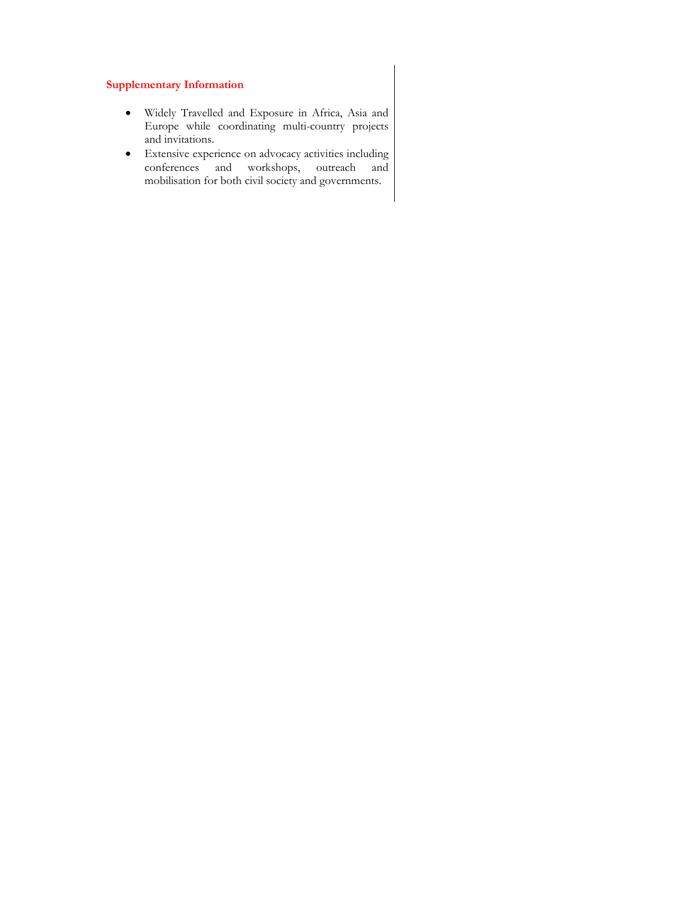## Supplementary Information

- Widely Travelled and Exposure in Africa, Asia and Europe while coordinating multi-country projects and invitations.
- Extensive experience on advocacy activities including conferences and workshops, outreach and mobilisation for both civil society and governments.